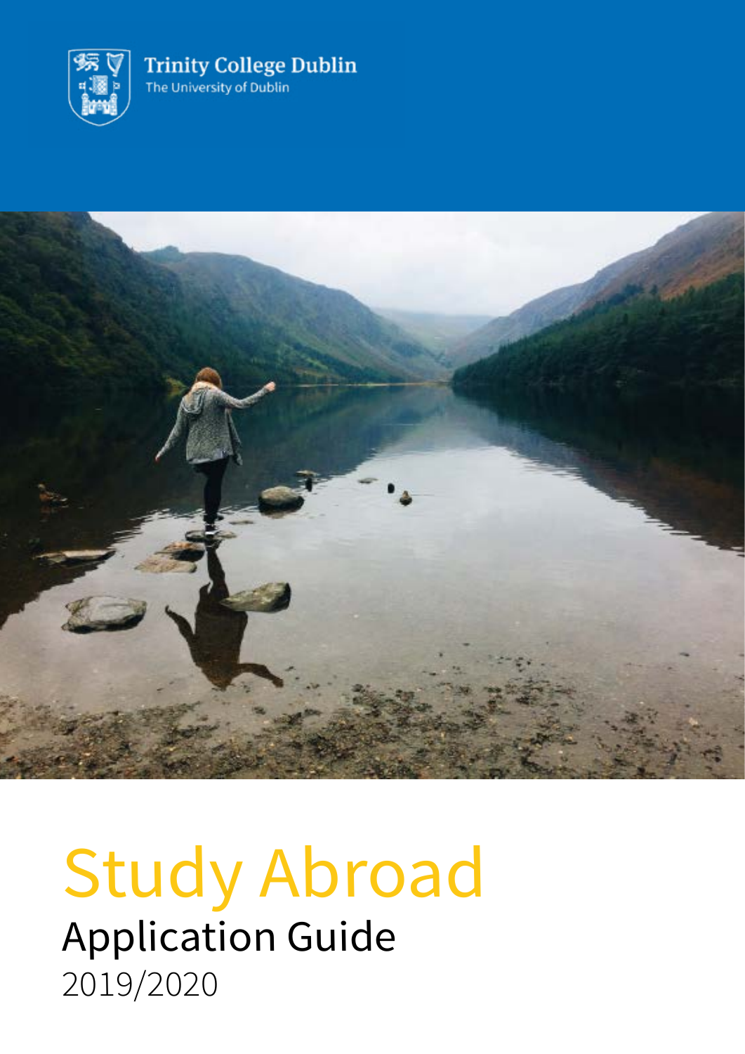Trinity College Dublin
The University of Dublin

# Study Abroad

## Application Guide

2019/2020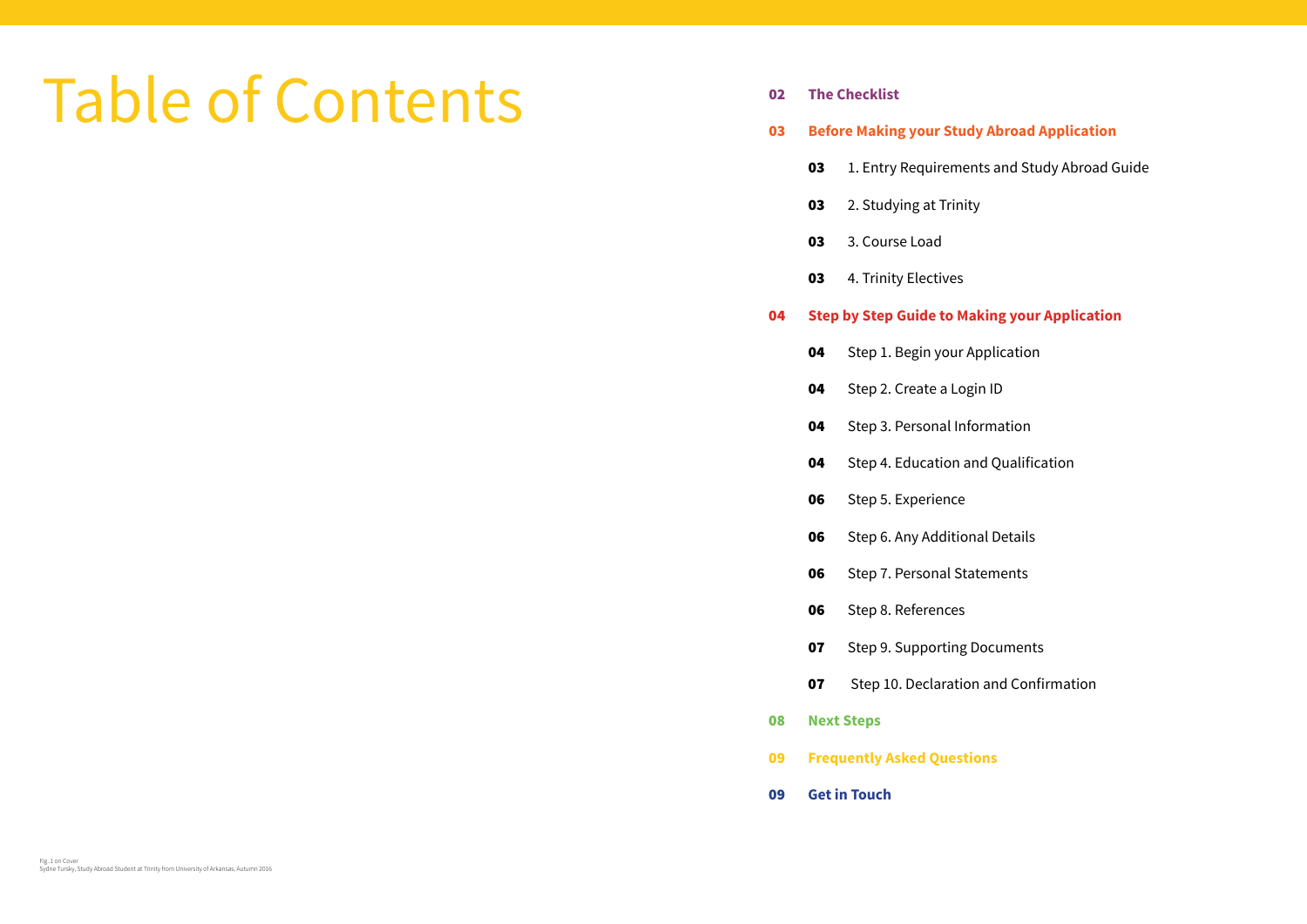# Table of Contents

- **02 The Checklist**
- **03 Before Making your Study Abroad Application**
  - **03** 1. Entry Requirements and Study Abroad Guide
  - **03** 2. Studying at Trinity
  - **03** 3. Course Load
  - **03** 4. Trinity Electives
- **04 Step by Step Guide to Making your Application**
  - **04** Step 1. Begin your Application
  - **04** Step 2. Create a Login ID
  - **04** Step 3. Personal Information
  - **04** Step 4. Education and Qualification
  - **06** Step 5. Experience
  - **06** Step 6. Any Additional Details
  - **06** Step 7. Personal Statements
  - **06** Step 8. References
  - **07** Step 9. Supporting Documents
  - **07** Step 10. Declaration and Confirmation
- **08 Next Steps**
- **09 Frequently Asked Questions**
- **09 Get in Touch**

Fig. 1 on Cover
Sydne Tursky, Study Abroad Student at Trinity from University of Arkansas, Autumn 2016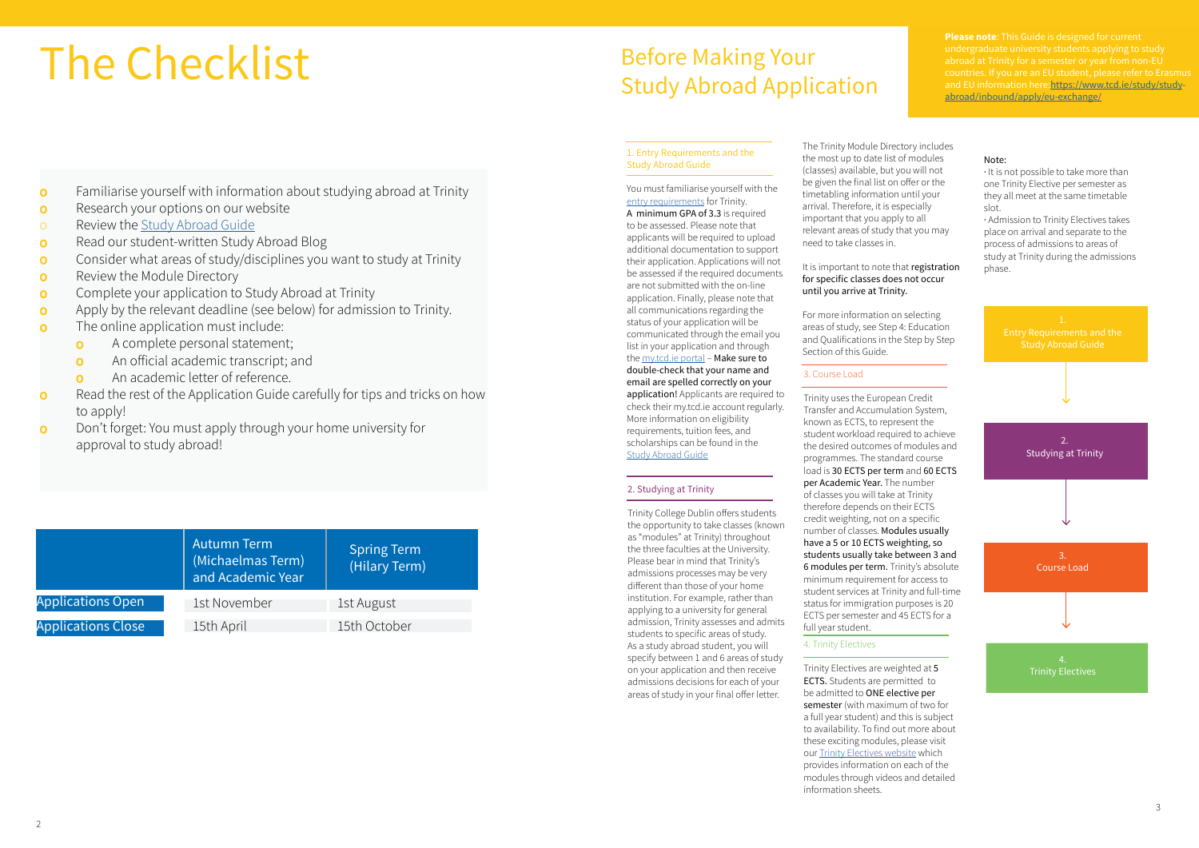# The Checklist

- Familiarise yourself with information about studying abroad at Trinity
- Research your options on our website
- Review the Study Abroad Guide
- Read our student-written Study Abroad Blog
- Consider what areas of study/disciplines you want to study at Trinity
- Review the Module Directory
- Complete your application to Study Abroad at Trinity
- Apply by the relevant deadline (see below) for admission to Trinity.
- The online application must include:
  - A complete personal statement;
  - An official academic transcript; and
  - An academic letter of reference.
- Read the rest of the Application Guide carefully for tips and tricks on how to apply!
- Don't forget: You must apply through your home university for approval to study abroad!

| | Autumn Term (Michaelmas Term) and Academic Year | Spring Term (Hilary Term) |
|---|---|---|
| Applications Open | 1st November | 1st August |
| Applications Close | 15th April | 15th October |

# Before Making Your Study Abroad Application

**Please note**: This Guide is designed for current undergraduate university students applying to study abroad at Trinity for a semester or year from non-EU countries. If you are an EU student, please refer to Erasmus and EU information here: https://www.tcd.ie/study/study-abroad/inbound/apply/eu-exchange/

## 1. Entry Requirements and the Study Abroad Guide

You must familiarise yourself with the entry requirements for Trinity. **A minimum GPA of 3.3** is required to be assessed. Please note that applicants will be required to upload additional documentation to support their application. Applications will not be assessed if the required documents are not submitted with the on-line application. Finally, please note that all communications regarding the status of your application will be communicated through the email you list in your application and through the my.tcd.ie portal – **Make sure to double-check that your name and email are spelled correctly on your application!** Applicants are required to check their my.tcd.ie account regularly. More information on eligibility requirements, tuition fees, and scholarships can be found in the Study Abroad Guide

## 2. Studying at Trinity

Trinity College Dublin offers students the opportunity to take classes (known as "modules" at Trinity) throughout the three faculties at the University. Please bear in mind that Trinity's admissions processes may be very different than those of your home institution. For example, rather than applying to a university for general admission, Trinity assesses and admits students to specific areas of study. As a study abroad student, you will specify between 1 and 6 areas of study on your application and then receive admissions decisions for each of your areas of study in your final offer letter.

The Trinity Module Directory includes the most up to date list of modules (classes) available, but you will not be given the final list on offer or the timetabling information until your arrival. Therefore, it is especially important that you apply to all relevant areas of study that you may need to take classes in.

It is important to note that **registration for specific classes does not occur until you arrive at Trinity.**

For more information on selecting areas of study, see Step 4: Education and Qualifications in the Step by Step Section of this Guide.

## 3. Course Load

Trinity uses the European Credit Transfer and Accumulation System, known as ECTS, to represent the student workload required to achieve the desired outcomes of modules and programmes. The standard course load is **30 ECTS per term** and **60 ECTS per Academic Year.** The number of classes you will take at Trinity therefore depends on their ECTS credit weighting, not on a specific number of classes. **Modules usually have a 5 or 10 ECTS weighting, so students usually take between 3 and 6 modules per term.** Trinity's absolute minimum requirement for access to student services at Trinity and full-time status for immigration purposes is 20 ECTS per semester and 45 ECTS for a full year student.

## 4. Trinity Electives

Trinity Electives are weighted at **5 ECTS.** Students are permitted to be admitted to **ONE elective per semester** (with maximum of two for a full year student) and this is subject to availability. To find out more about these exciting modules, please visit our Trinity Electives website which provides information on each of the modules through videos and detailed information sheets.

**Note:**

- It is not possible to take more than one Trinity Elective per semester as they all meet at the same timetable slot.
- Admission to Trinity Electives takes place on arrival and separate to the process of admissions to areas of study at Trinity during the admissions phase.

1. Entry Requirements and the Study Abroad Guide
2. Studying at Trinity
3. Course Load
4. Trinity Electives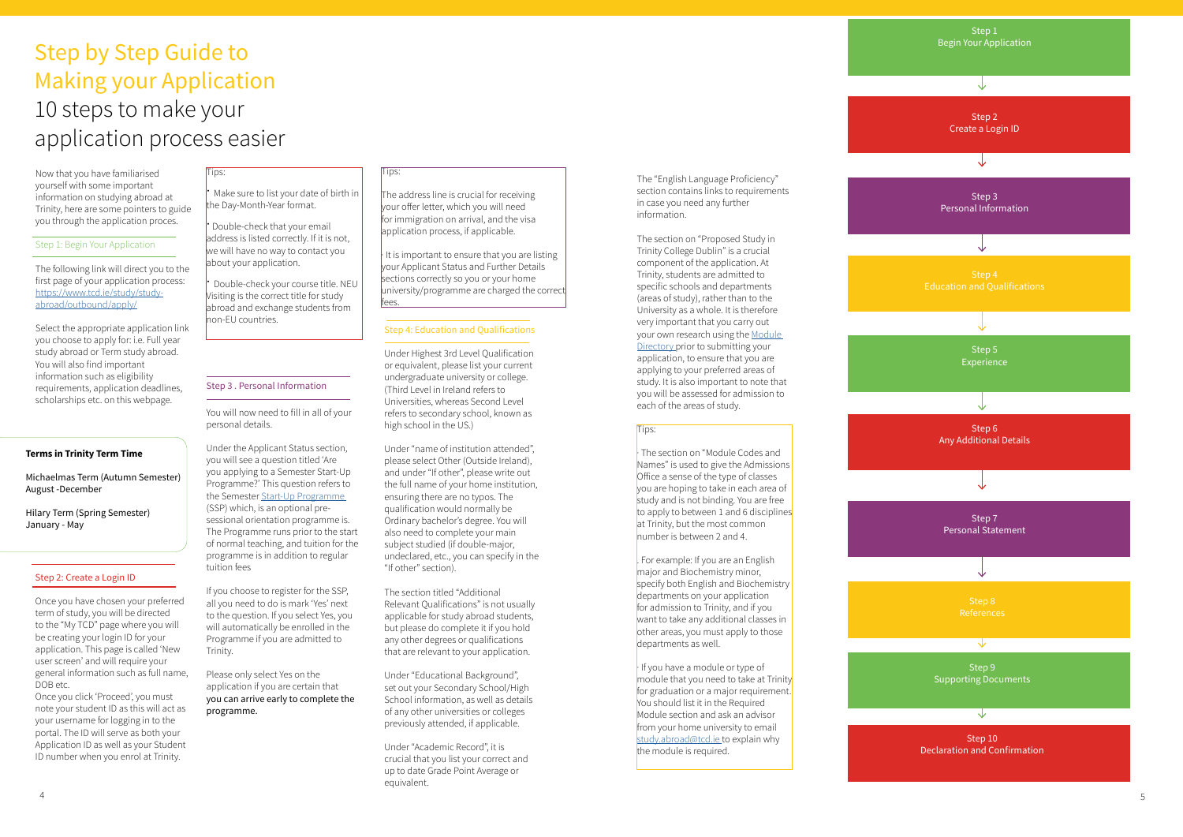# Step by Step Guide to Making your Application

## 10 steps to make your application process easier

Now that you have familiarised yourself with some important information on studying abroad at Trinity, here are some pointers to guide you through the application proces.

### Step 1: Begin Your Application

The following link will direct you to the first page of your application process: https://www.tcd.ie/study/study-abroad/outbound/apply/

Select the appropriate application link you choose to apply for: i.e. Full year study abroad or Term study abroad. You will also find important information such as eligibility requirements, application deadlines, scholarships etc. on this webpage.

**Terms in Trinity Term Time**

Michaelmas Term (Autumn Semester) August -December

Hilary Term (Spring Semester) January - May

### Step 2: Create a Login ID

Once you have chosen your preferred term of study, you will be directed to the "My TCD" page where you will be creating your login ID for your application. This page is called 'New user screen' and will require your general information such as full name, DOB etc.

Once you click 'Proceed', you must note your student ID as this will act as your username for logging in to the portal. The ID will serve as both your Application ID as well as your Student ID number when you enrol at Trinity.

Tips:

- Make sure to list your date of birth in the Day-Month-Year format.
- Double-check that your email address is listed correctly. If it is not, we will have no way to contact you about your application.
- Double-check your course title. NEU Visiting is the correct title for study abroad and exchange students from non-EU countries.

### Step 3 . Personal Information

You will now need to fill in all of your personal details.

Under the Applicant Status section, you will see a question titled 'Are you applying to a Semester Start-Up Programme?' This question refers to the Semester Start-Up Programme (SSP) which, is an optional pre-sessional orientation programme is. The Programme runs prior to the start of normal teaching, and tuition for the programme is in addition to regular tuition fees

If you choose to register for the SSP, all you need to do is mark 'Yes' next to the question. If you select Yes, you will automatically be enrolled in the Programme if you are admitted to Trinity.

Please only select Yes on the application if you are certain that **you can arrive early to complete the programme.**

Tips:

The address line is crucial for receiving your offer letter, which you will need for immigration on arrival, and the visa application process, if applicable.

- It is important to ensure that you are listing your Applicant Status and Further Details sections correctly so you or your home university/programme are charged the correct fees.

### Step 4: Education and Qualifications

Under Highest 3rd Level Qualification or equivalent, please list your current undergraduate university or college. (Third Level in Ireland refers to Universities, whereas Second Level refers to secondary school, known as high school in the US.)

Under "name of institution attended", please select Other (Outside Ireland), and under "If other", please write out the full name of your home institution, ensuring there are no typos. The qualification would normally be Ordinary bachelor's degree. You will also need to complete your main subject studied (if double-major, undeclared, etc., you can specify in the "If other" section).

The section titled "Additional Relevant Qualifications" is not usually applicable for study abroad students, but please do complete it if you hold any other degrees or qualifications that are relevant to your application.

Under "Educational Background", set out your Secondary School/High School information, as well as details of any other universities or colleges previously attended, if applicable.

Under "Academic Record", it is crucial that you list your correct and up to date Grade Point Average or equivalent.

The "English Language Proficiency" section contains links to requirements in case you need any further information.

The section on "Proposed Study in Trinity College Dublin" is a crucial component of the application. At Trinity, students are admitted to specific schools and departments (areas of study), rather than to the University as a whole. It is therefore very important that you carry out your own research using the Module Directory prior to submitting your application, to ensure that you are applying to your preferred areas of study. It is also important to note that you will be assessed for admission to each of the areas of study.

Tips:

- The section on "Module Codes and Names" is used to give the Admissions Office a sense of the type of classes you are hoping to take in each area of study and is not binding. You are free to apply to between 1 and 6 disciplines at Trinity, but the most common number is between 2 and 4.
- For example: If you are an English major and Biochemistry minor, specify both English and Biochemistry departments on your application for admission to Trinity, and if you want to take any additional classes in other areas, you must apply to those departments as well.
- If you have a module or type of module that you need to take at Trinity for graduation or a major requirement. You should list it in the Required Module section and ask an advisor from your home university to email study.abroad@tcd.ie to explain why the module is required.

Step 1
Begin Your Application

Step 2
Create a Login ID

Step 3
Personal Information

Step 4
Education and Qualifications

Step 5
Experience

Step 6
Any Additional Details

Step 7
Personal Statement

Step 8
References

Step 9
Supporting Documents

Step 10
Declaration and Confirmation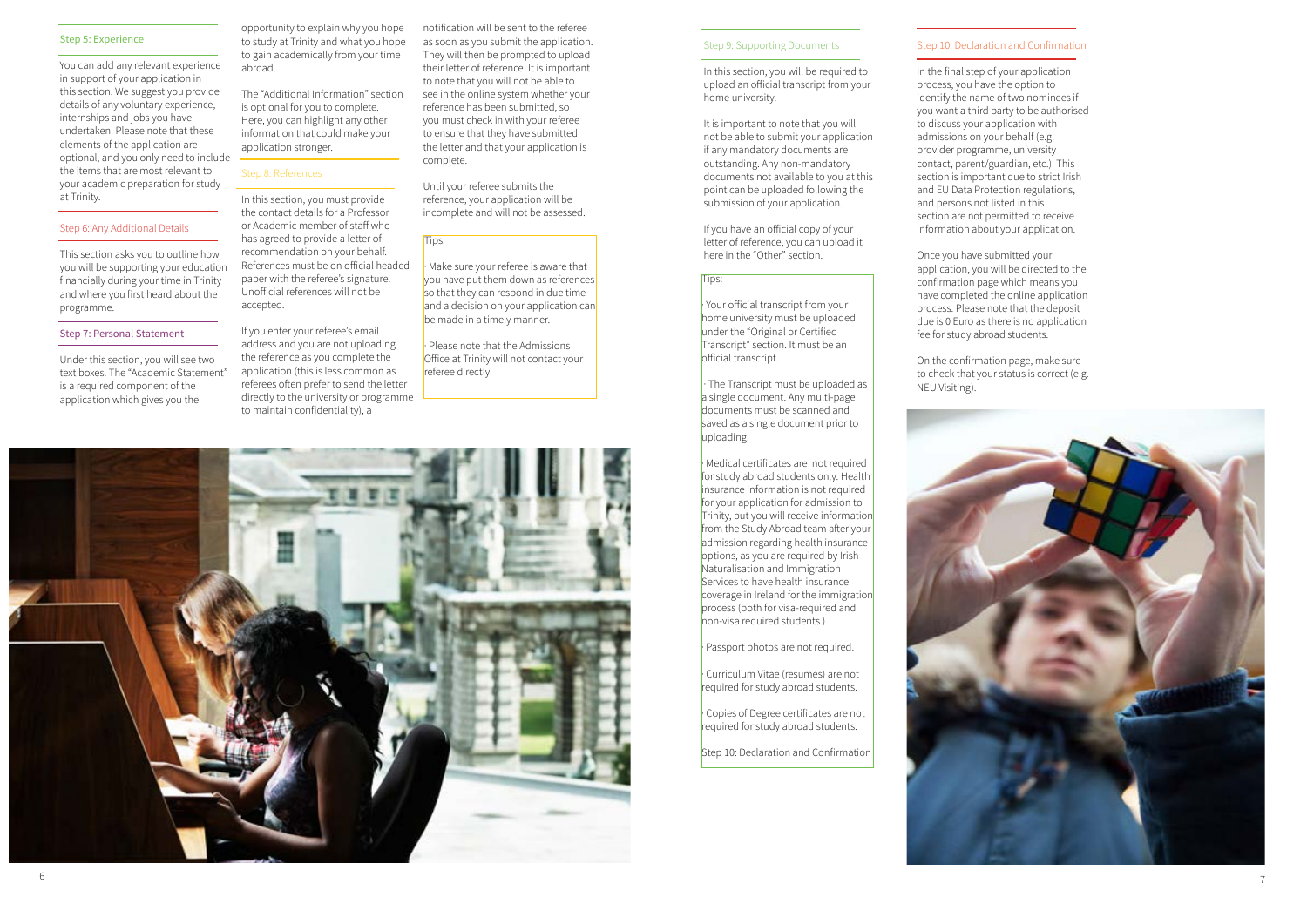### Step 5: Experience

You can add any relevant experience in support of your application in this section. We suggest you provide details of any voluntary experience, internships and jobs you have undertaken. Please note that these elements of the application are optional, and you only need to include the items that are most relevant to your academic preparation for study at Trinity.

### Step 6: Any Additional Details

This section asks you to outline how you will be supporting your education financially during your time in Trinity and where you first heard about the programme.

### Step 7: Personal Statement

Under this section, you will see two text boxes. The "Academic Statement" is a required component of the application which gives you the opportunity to explain why you hope to study at Trinity and what you hope to gain academically from your time abroad.

The "Additional Information" section is optional for you to complete. Here, you can highlight any other information that could make your application stronger.

### Step 8: References

In this section, you must provide the contact details for a Professor or Academic member of staff who has agreed to provide a letter of recommendation on your behalf. References must be on official headed paper with the referee's signature. Unofficial references will not be accepted.

If you enter your referee's email address and you are not uploading the reference as you complete the application (this is less common as referees often prefer to send the letter directly to the university or programme to maintain confidentiality), a notification will be sent to the referee as soon as you submit the application. They will then be prompted to upload their letter of reference. It is important to note that you will not be able to see in the online system whether your reference has been submitted, so you must check in with your referee to ensure that they have submitted the letter and that your application is complete.

Until your referee submits the reference, your application will be incomplete and will not be assessed.

Tips:

· Make sure your referee is aware that you have put them down as references so that they can respond in due time and a decision on your application can be made in a timely manner.

· Please note that the Admissions Office at Trinity will not contact your referee directly.

### Step 9: Supporting Documents

In this section, you will be required to upload an official transcript from your home university.

It is important to note that you will not be able to submit your application if any mandatory documents are outstanding. Any non-mandatory documents not available to you at this point can be uploaded following the submission of your application.

If you have an official copy of your letter of reference, you can upload it here in the "Other" section.

Tips:

· Your official transcript from your home university must be uploaded under the "Original or Certified Transcript" section. It must be an official transcript.

· The Transcript must be uploaded as a single document. Any multi-page documents must be scanned and saved as a single document prior to uploading.

· Medical certificates are not required for study abroad students only. Health insurance information is not required for your application for admission to Trinity, but you will receive information from the Study Abroad team after your admission regarding health insurance options, as you are required by Irish Naturalisation and Immigration Services to have health insurance coverage in Ireland for the immigration process (both for visa-required and non-visa required students.)

· Passport photos are not required.

· Curriculum Vitae (resumes) are not required for study abroad students.

· Copies of Degree certificates are not required for study abroad students.

Step 10: Declaration and Confirmation

### Step 10: Declaration and Confirmation

In the final step of your application process, you have the option to identify the name of two nominees if you want a third party to be authorised to discuss your application with admissions on your behalf (e.g. provider programme, university contact, parent/guardian, etc.) This section is important due to strict Irish and EU Data Protection regulations, and persons not listed in this section are not permitted to receive information about your application.

Once you have submitted your application, you will be directed to the confirmation page which means you have completed the online application process. Please note that the deposit due is 0 Euro as there is no application fee for study abroad students.

On the confirmation page, make sure to check that your status is correct (e.g. NEU Visiting).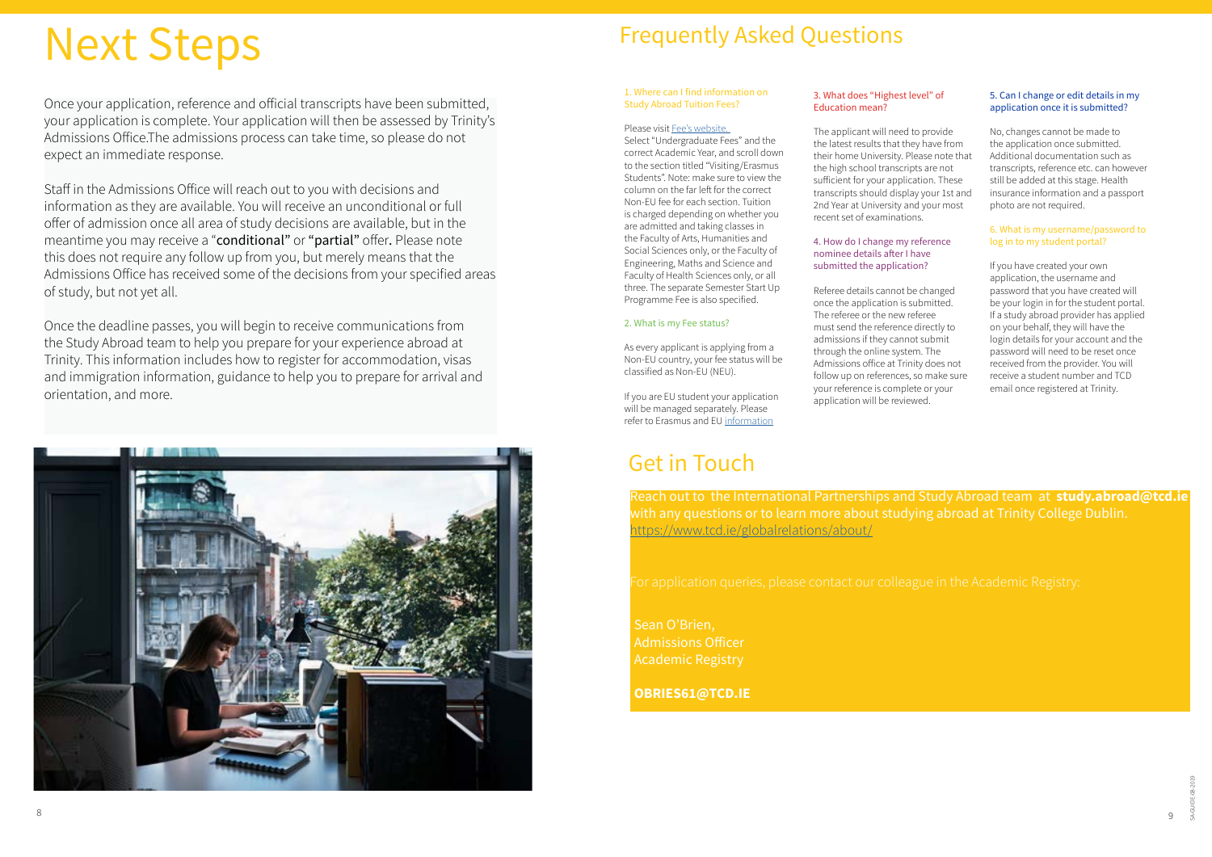# Next Steps

Once your application, reference and official transcripts have been submitted, your application is complete. Your application will then be assessed by Trinity's Admissions Office.The admissions process can take time, so please do not expect an immediate response.

Staff in the Admissions Office will reach out to you with decisions and information as they are available. You will receive an unconditional or full offer of admission once all area of study decisions are available, but in the meantime you may receive a "**conditional**" or "**partial**" offer. Please note this does not require any follow up from you, but merely means that the Admissions Office has received some of the decisions from your specified areas of study, but not yet all.

Once the deadline passes, you will begin to receive communications from the Study Abroad team to help you prepare for your experience abroad at Trinity. This information includes how to register for accommodation, visas and immigration information, guidance to help you to prepare for arrival and orientation, and more.

# Frequently Asked Questions

### 1. Where can I find information on Study Abroad Tuition Fees?

Please visit [Fee's website.](#)
Select "Undergraduate Fees" and the correct Academic Year, and scroll down to the section titled "Visiting/Erasmus Students". Note: make sure to view the column on the far left for the correct Non-EU fee for each section. Tuition is charged depending on whether you are admitted and taking classes in the Faculty of Arts, Humanities and Social Sciences only, or the Faculty of Engineering, Maths and Science and Faculty of Health Sciences only, or all three. The separate Semester Start Up Programme Fee is also specified.

### 2. What is my Fee status?

As every applicant is applying from a Non-EU country, your fee status will be classified as Non-EU (NEU).

If you are EU student your application will be managed separately. Please refer to Erasmus and EU [information](#)

### 3. What does "Highest level" of Education mean?

The applicant will need to provide the latest results that they have from their home University. Please note that the high school transcripts are not sufficient for your application. These transcripts should display your 1st and 2nd Year at University and your most recent set of examinations.

### 4. How do I change my reference nominee details after I have submitted the application?

Referee details cannot be changed once the application is submitted. The referee or the new referee must send the reference directly to admissions if they cannot submit through the online system. The Admissions office at Trinity does not follow up on references, so make sure your reference is complete or your application will be reviewed.

### 5. Can I change or edit details in my application once it is submitted?

No, changes cannot be made to the application once submitted. Additional documentation such as transcripts, reference etc. can however still be added at this stage. Health insurance information and a passport photo are not required.

### 6. What is my username/password to log in to my student portal?

If you have created your own application, the username and password that you have created will be your login in for the student portal. If a study abroad provider has applied on your behalf, they will have the login details for your account and the password will need to be reset once received from the provider. You will receive a student number and TCD email once registered at Trinity.

# Get in Touch

Reach out to the International Partnerships and Study Abroad team at **study.abroad@tcd.ie** with any questions or to learn more about studying abroad at Trinity College Dublin.
https://www.tcd.ie/globalrelations/about/

For application queries, please contact our colleague in the Academic Registry:

Sean O'Brien,
Admissions Officer
Academic Registry

**OBRIES61@TCD.IE**